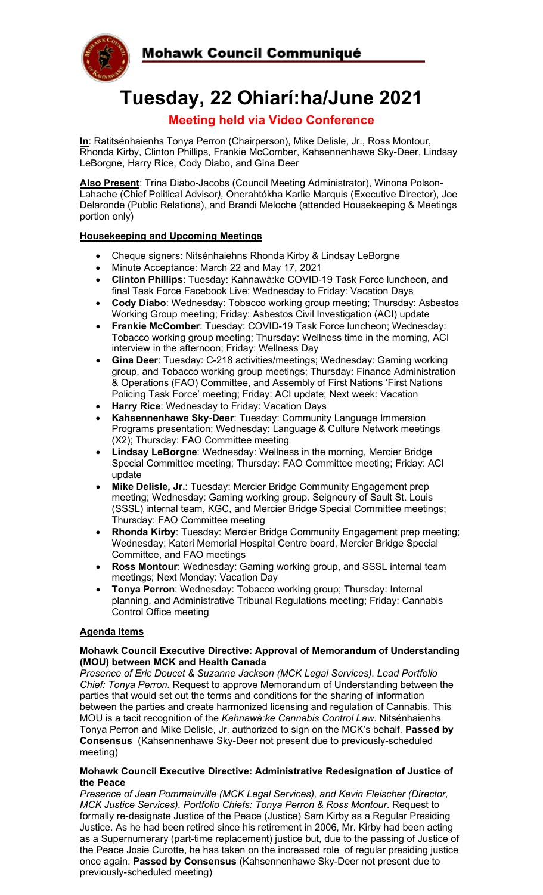Mohawk Council Communiqué

# Tuesday, 22 Ohiarí:ha/June 2021

## Meeting held via Video Conference

**In**: Ratitsénhaienhs Tonya Perron (Chairperson), Mike Delisle, Jr., Ross Montour, Rhonda Kirby, Clinton Phillips, Frankie McComber, Kahsennenhawe Sky-Deer, Lindsay LeBorgne, Harry Rice, Cody Diabo, and Gina Deer

**Also Present**: Trina Diabo-Jacobs (Council Meeting Administrator), Winona Polson-Lahache (Chief Political Advisor*)*, Onerahtókha Karlie Marquis (Executive Director), Joe Delaronde (Public Relations), and Brandi Meloche (attended Housekeeping & Meetings portion only)

### Housekeeping and Upcoming Meetings

- Cheque signers: Nitsénhaienhs Rhonda Kirby & Lindsay LeBorgne
- Minute Acceptance: March 22 and May 17, 2021
- **Clinton Phillips**: Tuesday: Kahnawà:ke COVID-19 Task Force luncheon, and final Task Force Facebook Live; Wednesday to Friday: Vacation Days
- **Cody Diabo**: Wednesday: Tobacco working group meeting; Thursday: Asbestos Working Group meeting; Friday: Asbestos Civil Investigation (ACI) update
- **Frankie McComber**: Tuesday: COVID-19 Task Force luncheon; Wednesday: Tobacco working group meeting; Thursday: Wellness time in the morning, ACI interview in the afternoon; Friday: Wellness Day
- **Gina Deer**: Tuesday: C-218 activities/meetings; Wednesday: Gaming working group, and Tobacco working group meetings; Thursday: Finance Administration & Operations (FAO) Committee, and Assembly of First Nations 'First Nations Policing Task Force' meeting; Friday: ACI update; Next week: Vacation
- **Harry Rice**: Wednesday to Friday: Vacation Days
- **Kahsennenhawe Sky-Deer**: Tuesday: Community Language Immersion Programs presentation; Wednesday: Language & Culture Network meetings (X2); Thursday: FAO Committee meeting
- **Lindsay LeBorgne**: Wednesday: Wellness in the morning, Mercier Bridge Special Committee meeting; Thursday: FAO Committee meeting; Friday: ACI update
- **Mike Delisle, Jr.**: Tuesday: Mercier Bridge Community Engagement prep meeting; Wednesday: Gaming working group. Seigneury of Sault St. Louis (SSSL) internal team, KGC, and Mercier Bridge Special Committee meetings; Thursday: FAO Committee meeting
- **Rhonda Kirby**: Tuesday: Mercier Bridge Community Engagement prep meeting; Wednesday: Kateri Memorial Hospital Centre board, Mercier Bridge Special Committee, and FAO meetings
- **Ross Montour**: Wednesday: Gaming working group, and SSSL internal team meetings; Next Monday: Vacation Day
- **Tonya Perron**: Wednesday: Tobacco working group; Thursday: Internal planning, and Administrative Tribunal Regulations meeting; Friday: Cannabis Control Office meeting

### Agenda Items

#### Mohawk Council Executive Directive: Approval of Memorandum of Understanding (MOU) between MCK and Health Canada

*Presence of Eric Doucet & Suzanne Jackson (MCK Legal Services). Lead Portfolio Chief: Tonya Perron.* Request to approve Memorandum of Understanding between the parties that would set out the terms and conditions for the sharing of information between the parties and create harmonized licensing and regulation of Cannabis. This MOU is a tacit recognition of the *Kahnawà:ke Cannabis Control Law*. Nitsénhaienhs Tonya Perron and Mike Delisle, Jr. authorized to sign on the MCK's behalf. **Passed by Consensus** (Kahsennenhawe Sky-Deer not present due to previously-scheduled meeting)

#### Mohawk Council Executive Directive: Administrative Redesignation of Justice of the Peace

*Presence of Jean Pommainville (MCK Legal Services), and Kevin Fleischer (Director, MCK Justice Services). Portfolio Chiefs: Tonya Perron & Ross Montour.* Request to formally re-designate Justice of the Peace (Justice) Sam Kirby as a Regular Presiding Justice. As he had been retired since his retirement in 2006, Mr. Kirby had been acting as a Supernumerary (part-time replacement) justice but, due to the passing of Justice of the Peace Josie Curotte, he has taken on the increased role of regular presiding justice once again. **Passed by Consensus** (Kahsennenhawe Sky-Deer not present due to previously-scheduled meeting)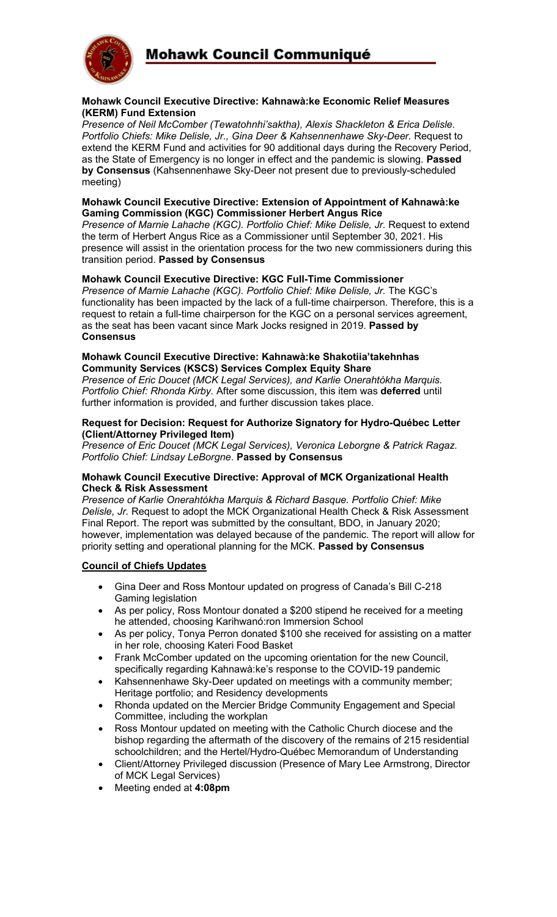# Mohawk Council Communiqué

**Mohawk Council Executive Directive: Kahnawà:ke Economic Relief Measures (KERM) Fund Extension**
*Presence of Neil McComber (Tewatohnhi'saktha), Alexis Shackleton & Erica Delisle. Portfolio Chiefs: Mike Delisle, Jr., Gina Deer & Kahsennenhawe Sky-Deer.* Request to extend the KERM Fund and activities for 90 additional days during the Recovery Period, as the State of Emergency is no longer in effect and the pandemic is slowing. **Passed by Consensus** (Kahsennenhawe Sky-Deer not present due to previously-scheduled meeting)

**Mohawk Council Executive Directive: Extension of Appointment of Kahnawà:ke Gaming Commission (KGC) Commissioner Herbert Angus Rice**
*Presence of Marnie Lahache (KGC). Portfolio Chief: Mike Delisle, Jr.* Request to extend the term of Herbert Angus Rice as a Commissioner until September 30, 2021. His presence will assist in the orientation process for the two new commissioners during this transition period. **Passed by Consensus**

**Mohawk Council Executive Directive: KGC Full-Time Commissioner**
*Presence of Marnie Lahache (KGC). Portfolio Chief: Mike Delisle, Jr.* The KGC's functionality has been impacted by the lack of a full-time chairperson. Therefore, this is a request to retain a full-time chairperson for the KGC on a personal services agreement, as the seat has been vacant since Mark Jocks resigned in 2019. **Passed by Consensus**

**Mohawk Council Executive Directive: Kahnawà:ke Shakotiia'takehnhas Community Services (KSCS) Services Complex Equity Share**
*Presence of Eric Doucet (MCK Legal Services), and Karlie Onerahtókha Marquis. Portfolio Chief: Rhonda Kirby.* After some discussion, this item was **deferred** until further information is provided, and further discussion takes place.

**Request for Decision: Request for Authorize Signatory for Hydro-Québec Letter (Client/Attorney Privileged Item)**
*Presence of Eric Doucet (MCK Legal Services), Veronica Leborgne & Patrick Ragaz. Portfolio Chief: Lindsay LeBorgne.* **Passed by Consensus**

**Mohawk Council Executive Directive: Approval of MCK Organizational Health Check & Risk Assessment**
*Presence of Karlie Onerahtókha Marquis & Richard Basque. Portfolio Chief: Mike Delisle, Jr.* Request to adopt the MCK Organizational Health Check & Risk Assessment Final Report. The report was submitted by the consultant, BDO, in January 2020; however, implementation was delayed because of the pandemic. The report will allow for priority setting and operational planning for the MCK. **Passed by Consensus**

**Council of Chiefs Updates**

- Gina Deer and Ross Montour updated on progress of Canada's Bill C-218 Gaming legislation
- As per policy, Ross Montour donated a $200 stipend he received for a meeting he attended, choosing Karihwanó:ron Immersion School
- As per policy, Tonya Perron donated $100 she received for assisting on a matter in her role, choosing Kateri Food Basket
- Frank McComber updated on the upcoming orientation for the new Council, specifically regarding Kahnawà:ke's response to the COVID-19 pandemic
- Kahsennenhawe Sky-Deer updated on meetings with a community member; Heritage portfolio; and Residency developments
- Rhonda updated on the Mercier Bridge Community Engagement and Special Committee, including the workplan
- Ross Montour updated on meeting with the Catholic Church diocese and the bishop regarding the aftermath of the discovery of the remains of 215 residential schoolchildren; and the Hertel/Hydro-Québec Memorandum of Understanding
- Client/Attorney Privileged discussion (Presence of Mary Lee Armstrong, Director of MCK Legal Services)
- Meeting ended at **4:08pm**